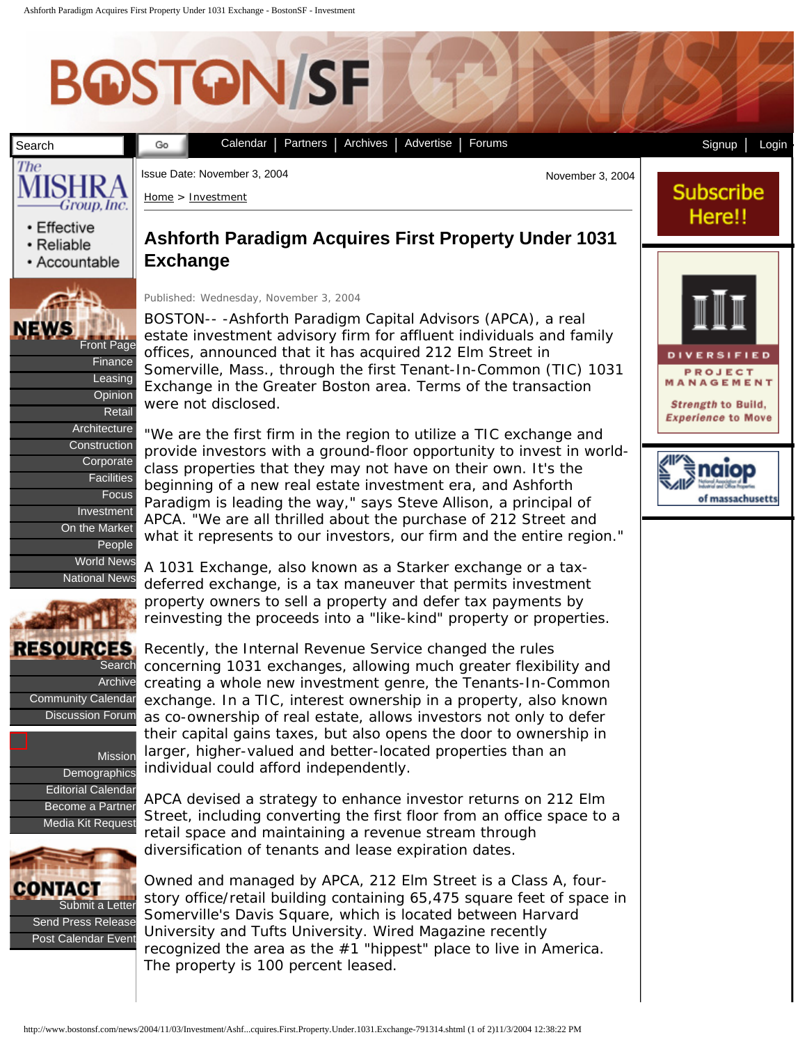Issue Date: November 3, 2004

November 3, 2004

Home > Investment

# Ashforth Paradigm Acquires First Property Under 1031 Exchange

Published: Wednesday, November 3, 2004

BOSTON-- -Ashforth Paradigm Capital Advisors (APCA), a real estate investment advisory firm for affluent individuals and family offices, announced that it has acquired 212 Elm Street in Somerville, Mass., through the first Tenant-In-Common (TIC) 1031 Exchange in the Greater Boston area. Terms of the transaction were not disclosed.

"We are the first firm in the region to utilize a TIC exchange and provide investors with a ground-floor opportunity to invest in world-class properties that they may not have on their own. It's the beginning of a new real estate investment era, and Ashforth Paradigm is leading the way," says Steve Allison, a principal of APCA. "We are all thrilled about the purchase of 212 Street and what it represents to our investors, our firm and the entire region."

A 1031 Exchange, also known as a Starker exchange or a tax-deferred exchange, is a tax maneuver that permits investment property owners to sell a property and defer tax payments by reinvesting the proceeds into a "like-kind" property or properties.

Recently, the Internal Revenue Service changed the rules concerning 1031 exchanges, allowing much greater flexibility and creating a whole new investment genre, the Tenants-In-Common exchange. In a TIC, interest ownership in a property, also known as co-ownership of real estate, allows investors not only to defer their capital gains taxes, but also opens the door to ownership in larger, higher-valued and better-located properties than an individual could afford independently.

APCA devised a strategy to enhance investor returns on 212 Elm Street, including converting the first floor from an office space to a retail space and maintaining a revenue stream through diversification of tenants and lease expiration dates.

Owned and managed by APCA, 212 Elm Street is a Class A, four-story office/retail building containing 65,475 square feet of space in Somerville's Davis Square, which is located between Harvard University and Tufts University. Wired Magazine recently recognized the area as the #1 "hippest" place to live in America. The property is 100 percent leased.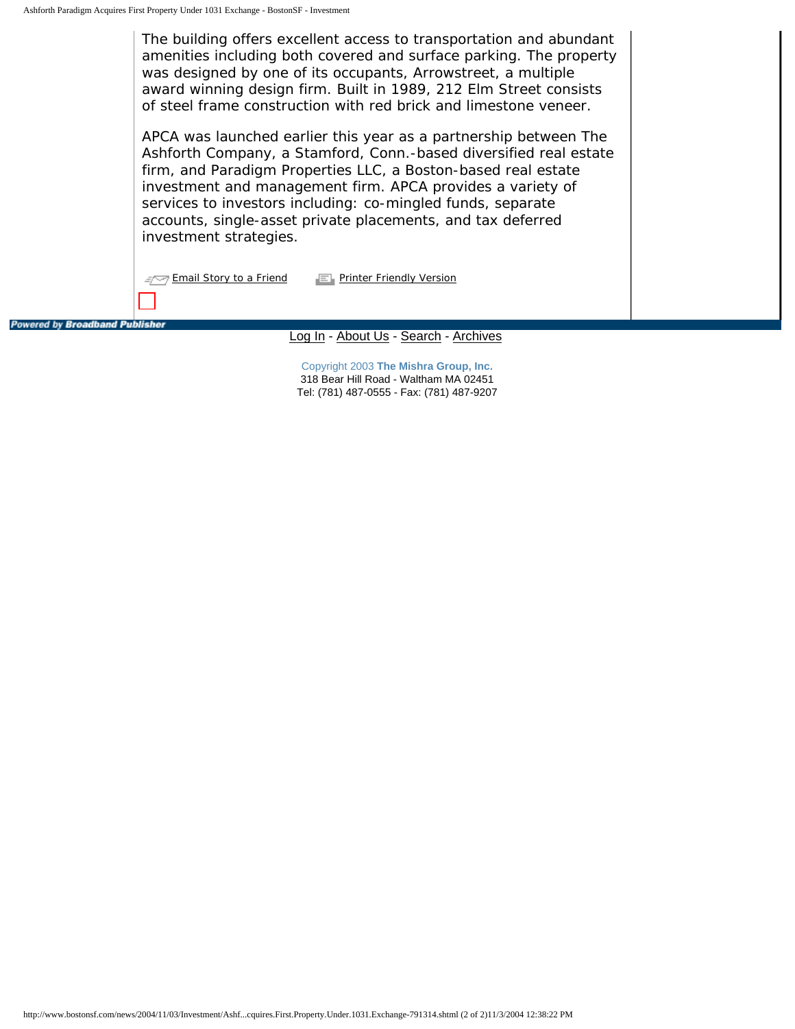The building offers excellent access to transportation and abundant amenities including both covered and surface parking. The property was designed by one of its occupants, Arrowstreet, a multiple award winning design firm. Built in 1989, 212 Elm Street consists of steel frame construction with red brick and limestone veneer.

APCA was launched earlier this year as a partnership between The Ashforth Company, a Stamford, Conn.-based diversified real estate firm, and Paradigm Properties LLC, a Boston-based real estate investment and management firm. APCA provides a variety of services to investors including: co-mingled funds, separate accounts, single-asset private placements, and tax deferred investment strategies.

Email Story to a Friend    Printer Friendly Version

Powered by Broadband Publisher

Log In - About Us - Search - Archives

Copyright 2003 **The Mishra Group, Inc.**
318 Bear Hill Road - Waltham MA 02451
Tel: (781) 487-0555 - Fax: (781) 487-9207